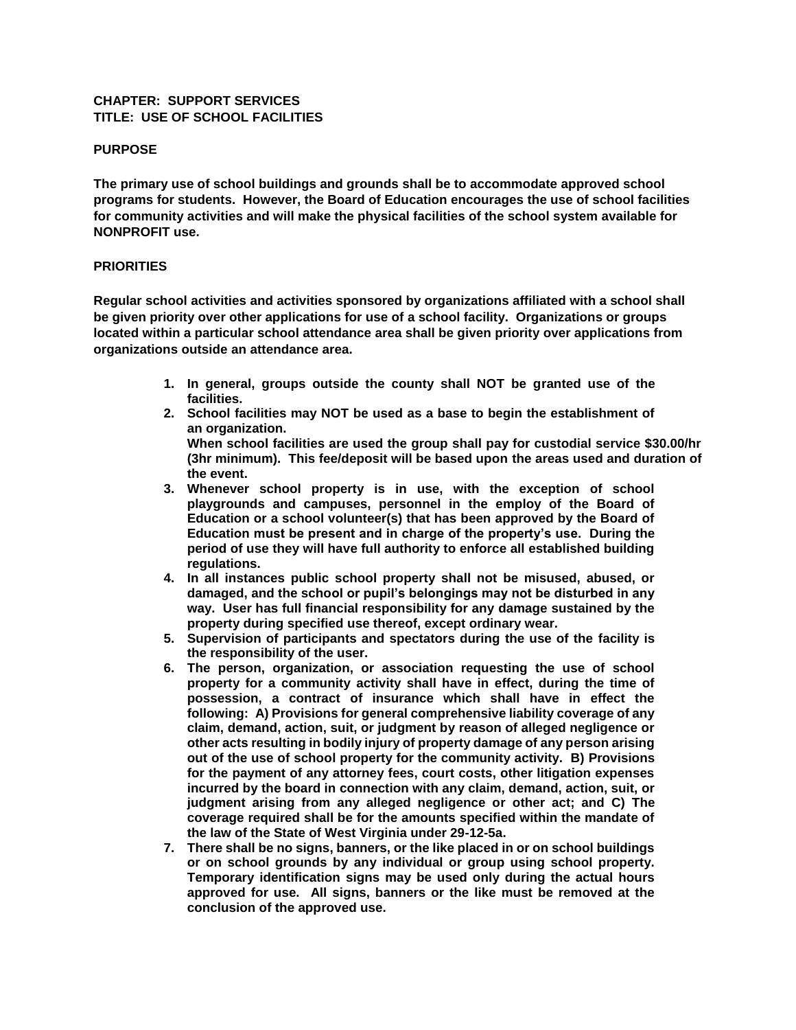**CHAPTER: SUPPORT SERVICES**
**TITLE: USE OF SCHOOL FACILITIES**

## PURPOSE

**The primary use of school buildings and grounds shall be to accommodate approved school programs for students. However, the Board of Education encourages the use of school facilities for community activities and will make the physical facilities of the school system available for NONPROFIT use.**

## PRIORITIES

**Regular school activities and activities sponsored by organizations affiliated with a school shall be given priority over other applications for use of a school facility. Organizations or groups located within a particular school attendance area shall be given priority over applications from organizations outside an attendance area.**

1. **In general, groups outside the county shall NOT be granted use of the facilities.**
2. **School facilities may NOT be used as a base to begin the establishment of an organization.**
   **When school facilities are used the group shall pay for custodial service $30.00/hr (3hr minimum). This fee/deposit will be based upon the areas used and duration of the event.**
3. **Whenever school property is in use, with the exception of school playgrounds and campuses, personnel in the employ of the Board of Education or a school volunteer(s) that has been approved by the Board of Education must be present and in charge of the property's use. During the period of use they will have full authority to enforce all established building regulations.**
4. **In all instances public school property shall not be misused, abused, or damaged, and the school or pupil's belongings may not be disturbed in any way. User has full financial responsibility for any damage sustained by the property during specified use thereof, except ordinary wear.**
5. **Supervision of participants and spectators during the use of the facility is the responsibility of the user.**
6. **The person, organization, or association requesting the use of school property for a community activity shall have in effect, during the time of possession, a contract of insurance which shall have in effect the following: A) Provisions for general comprehensive liability coverage of any claim, demand, action, suit, or judgment by reason of alleged negligence or other acts resulting in bodily injury of property damage of any person arising out of the use of school property for the community activity. B) Provisions for the payment of any attorney fees, court costs, other litigation expenses incurred by the board in connection with any claim, demand, action, suit, or judgment arising from any alleged negligence or other act; and C) The coverage required shall be for the amounts specified within the mandate of the law of the State of West Virginia under 29-12-5a.**
7. **There shall be no signs, banners, or the like placed in or on school buildings or on school grounds by any individual or group using school property. Temporary identification signs may be used only during the actual hours approved for use. All signs, banners or the like must be removed at the conclusion of the approved use.**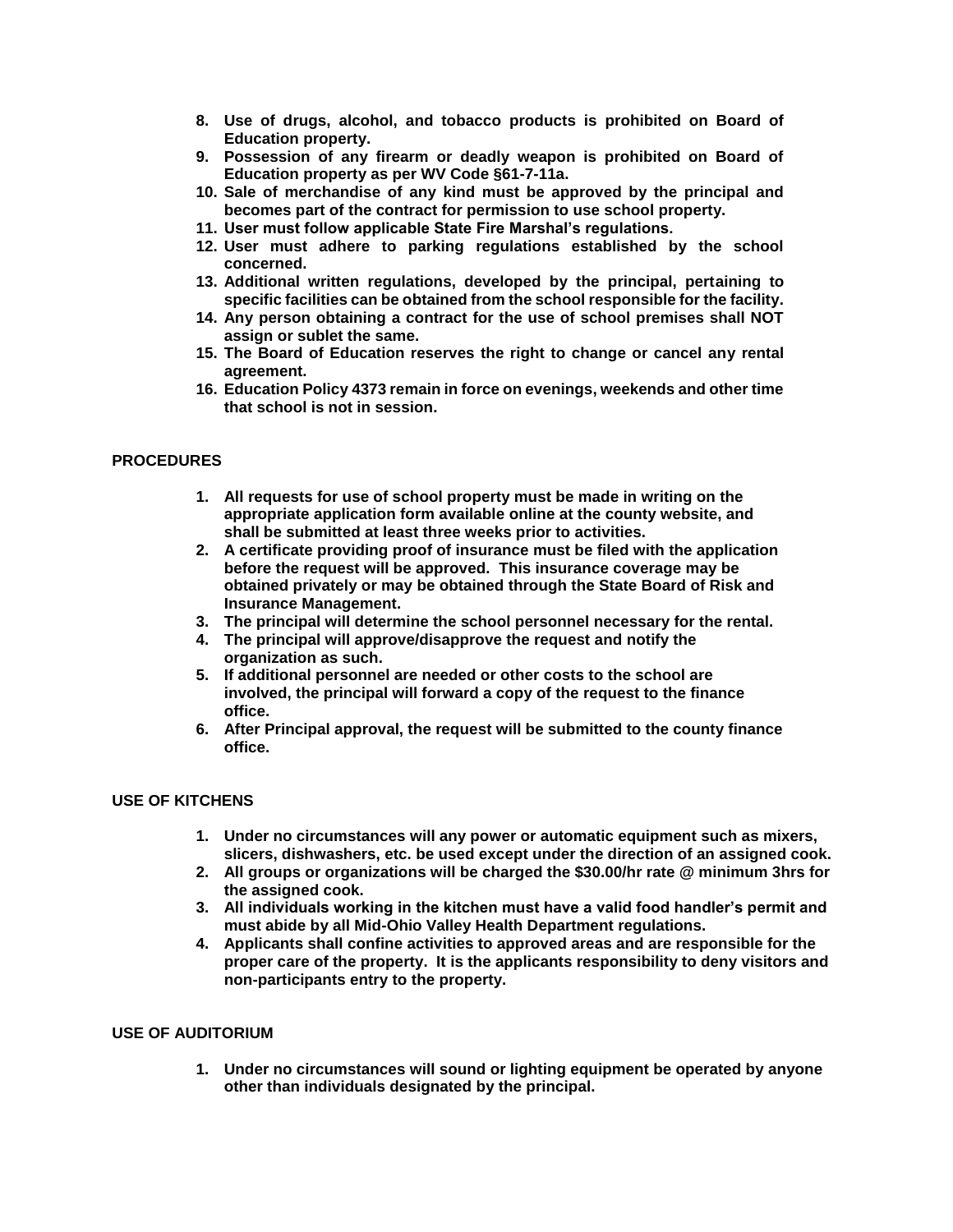8. **Use of drugs, alcohol, and tobacco products is prohibited on Board of Education property.**
9. **Possession of any firearm or deadly weapon is prohibited on Board of Education property as per WV Code §61-7-11a.**
10. **Sale of merchandise of any kind must be approved by the principal and becomes part of the contract for permission to use school property.**
11. **User must follow applicable State Fire Marshal's regulations.**
12. **User must adhere to parking regulations established by the school concerned.**
13. **Additional written regulations, developed by the principal, pertaining to specific facilities can be obtained from the school responsible for the facility.**
14. **Any person obtaining a contract for the use of school premises shall NOT assign or sublet the same.**
15. **The Board of Education reserves the right to change or cancel any rental agreement.**
16. **Education Policy 4373 remain in force on evenings, weekends and other time that school is not in session.**

## PROCEDURES

1. **All requests for use of school property must be made in writing on the appropriate application form available online at the county website, and shall be submitted at least three weeks prior to activities.**
2. **A certificate providing proof of insurance must be filed with the application before the request will be approved. This insurance coverage may be obtained privately or may be obtained through the State Board of Risk and Insurance Management.**
3. **The principal will determine the school personnel necessary for the rental.**
4. **The principal will approve/disapprove the request and notify the organization as such.**
5. **If additional personnel are needed or other costs to the school are involved, the principal will forward a copy of the request to the finance office.**
6. **After Principal approval, the request will be submitted to the county finance office.**

## USE OF KITCHENS

1. **Under no circumstances will any power or automatic equipment such as mixers, slicers, dishwashers, etc. be used except under the direction of an assigned cook.**
2. **All groups or organizations will be charged the $30.00/hr rate @ minimum 3hrs for the assigned cook.**
3. **All individuals working in the kitchen must have a valid food handler's permit and must abide by all Mid-Ohio Valley Health Department regulations.**
4. **Applicants shall confine activities to approved areas and are responsible for the proper care of the property. It is the applicants responsibility to deny visitors and non-participants entry to the property.**

## USE OF AUDITORIUM

1. **Under no circumstances will sound or lighting equipment be operated by anyone other than individuals designated by the principal.**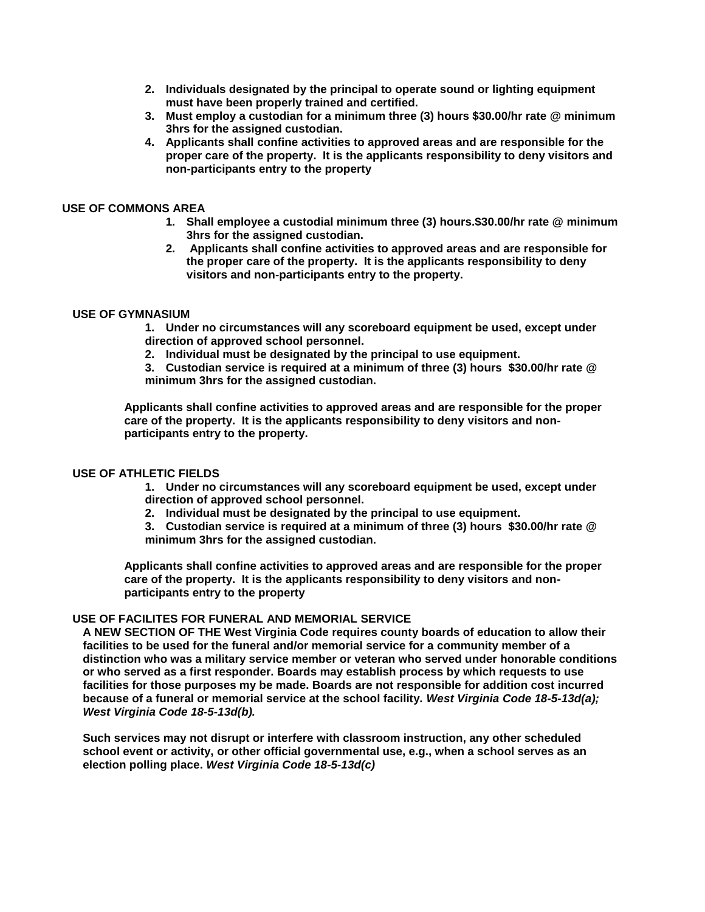2. **Individuals designated by the principal to operate sound or lighting equipment must have been properly trained and certified.**
3. **Must employ a custodian for a minimum three (3) hours $30.00/hr rate @ minimum 3hrs for the assigned custodian.**
4. **Applicants shall confine activities to approved areas and are responsible for the proper care of the property. It is the applicants responsibility to deny visitors and non-participants entry to the property**

**USE OF COMMONS AREA**

1. **Shall employee a custodial minimum three (3) hours.$30.00/hr rate @ minimum 3hrs for the assigned custodian.**
2. **Applicants shall confine activities to approved areas and are responsible for the proper care of the property. It is the applicants responsibility to deny visitors and non-participants entry to the property.**

**USE OF GYMNASIUM**

1. **Under no circumstances will any scoreboard equipment be used, except under direction of approved school personnel.**
2. **Individual must be designated by the principal to use equipment.**
3. **Custodian service is required at a minimum of three (3) hours $30.00/hr rate @ minimum 3hrs for the assigned custodian.**

**Applicants shall confine activities to approved areas and are responsible for the proper care of the property. It is the applicants responsibility to deny visitors and non-participants entry to the property.**

**USE OF ATHLETIC FIELDS**

1. **Under no circumstances will any scoreboard equipment be used, except under direction of approved school personnel.**
2. **Individual must be designated by the principal to use equipment.**
3. **Custodian service is required at a minimum of three (3) hours $30.00/hr rate @ minimum 3hrs for the assigned custodian.**

**Applicants shall confine activities to approved areas and are responsible for the proper care of the property. It is the applicants responsibility to deny visitors and non-participants entry to the property**

**USE OF FACILITES FOR FUNERAL AND MEMORIAL SERVICE**

**A NEW SECTION OF THE West Virginia Code requires county boards of education to allow their facilities to be used for the funeral and/or memorial service for a community member of a distinction who was a military service member or veteran who served under honorable conditions or who served as a first responder. Boards may establish process by which requests to use facilities for those purposes my be made. Boards are not responsible for addition cost incurred because of a funeral or memorial service at the school facility. *West Virginia Code 18-5-13d(a); West Virginia Code 18-5-13d(b).***

**Such services may not disrupt or interfere with classroom instruction, any other scheduled school event or activity, or other official governmental use, e.g., when a school serves as an election polling place. *West Virginia Code 18-5-13d(c)***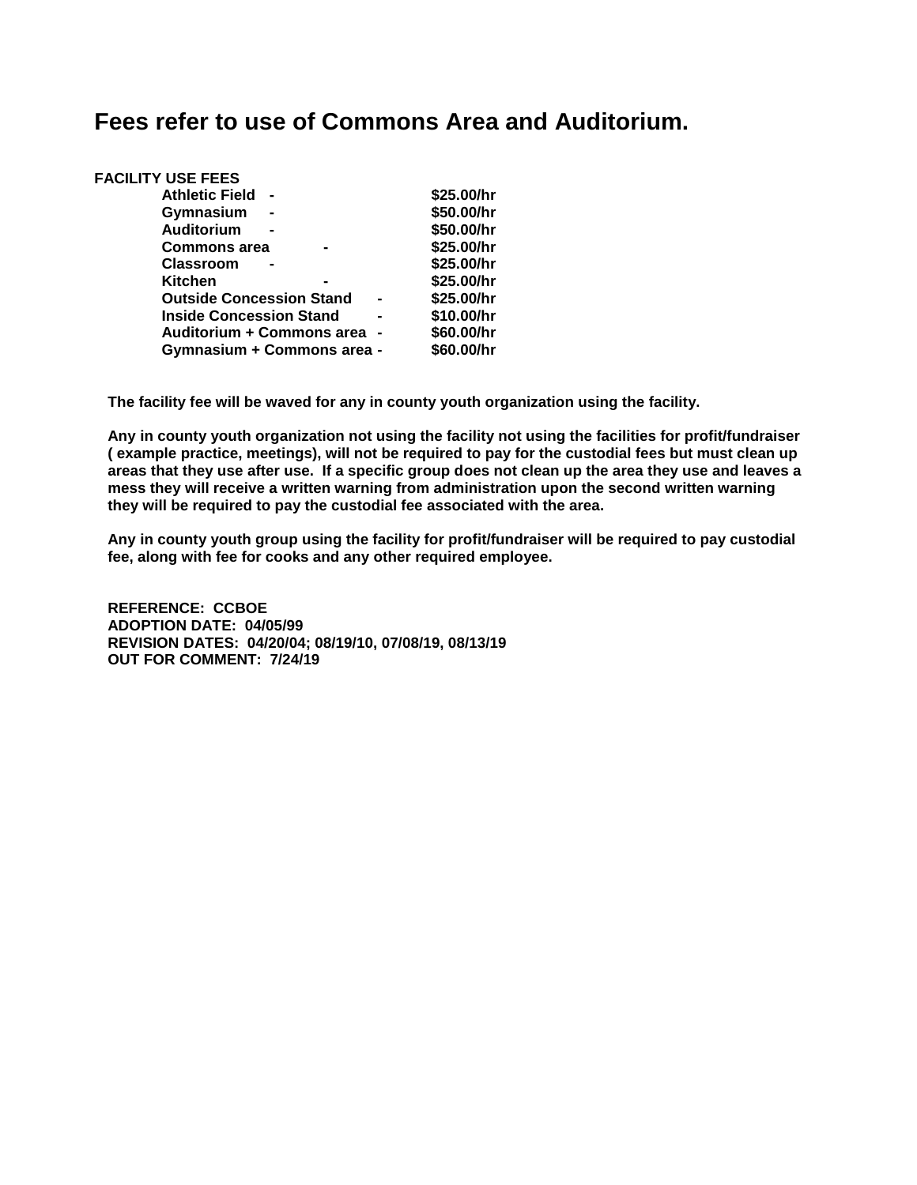# Fees refer to use of Commons Area and Auditorium.

**FACILITY USE FEES**

| | | |
|---|---|---|
| **Athletic Field** | **-** | **$25.00/hr** |
| **Gymnasium** | **-** | **$50.00/hr** |
| **Auditorium** | **-** | **$50.00/hr** |
| **Commons area** | **-** | **$25.00/hr** |
| **Classroom** | **-** | **$25.00/hr** |
| **Kitchen** | **-** | **$25.00/hr** |
| **Outside Concession Stand** | **-** | **$25.00/hr** |
| **Inside Concession Stand** | **-** | **$10.00/hr** |
| **Auditorium + Commons area** | **-** | **$60.00/hr** |
| **Gymnasium + Commons area** | **-** | **$60.00/hr** |

**The facility fee will be waved for any in county youth organization using the facility.**

**Any in county youth organization not using the facility not using the facilities for profit/fundraiser ( example practice, meetings), will not be required to pay for the custodial fees but must clean up areas that they use after use. If a specific group does not clean up the area they use and leaves a mess they will receive a written warning from administration upon the second written warning they will be required to pay the custodial fee associated with the area.**

**Any in county youth group using the facility for profit/fundraiser will be required to pay custodial fee, along with fee for cooks and any other required employee.**

**REFERENCE: CCBOE**
**ADOPTION DATE: 04/05/99**
**REVISION DATES: 04/20/04; 08/19/10, 07/08/19, 08/13/19**
**OUT FOR COMMENT: 7/24/19**